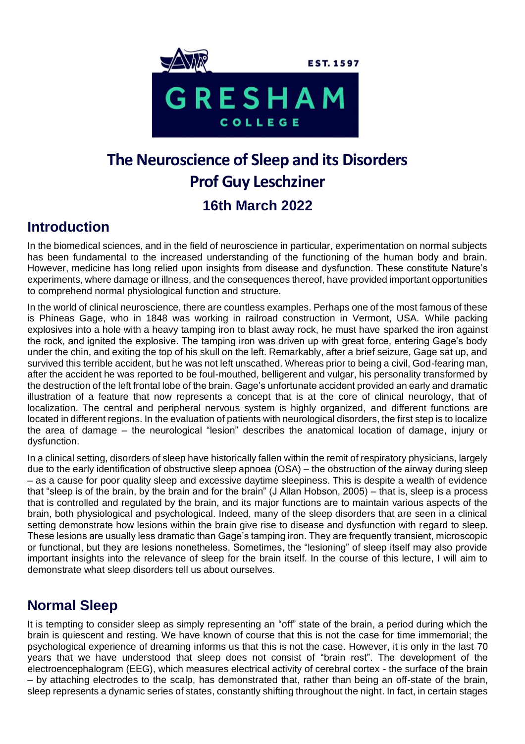# The Neuroscience of Sleep and its Disorders
## Prof Guy Leschziner
### 16th March 2022

## Introduction

In the biomedical sciences, and in the field of neuroscience in particular, experimentation on normal subjects has been fundamental to the increased understanding of the functioning of the human body and brain. However, medicine has long relied upon insights from disease and dysfunction. These constitute Nature's experiments, where damage or illness, and the consequences thereof, have provided important opportunities to comprehend normal physiological function and structure.

In the world of clinical neuroscience, there are countless examples. Perhaps one of the most famous of these is Phineas Gage, who in 1848 was working in railroad construction in Vermont, USA. While packing explosives into a hole with a heavy tamping iron to blast away rock, he must have sparked the iron against the rock, and ignited the explosive. The tamping iron was driven up with great force, entering Gage's body under the chin, and exiting the top of his skull on the left. Remarkably, after a brief seizure, Gage sat up, and survived this terrible accident, but he was not left unscathed. Whereas prior to being a civil, God-fearing man, after the accident he was reported to be foul-mouthed, belligerent and vulgar, his personality transformed by the destruction of the left frontal lobe of the brain. Gage's unfortunate accident provided an early and dramatic illustration of a feature that now represents a concept that is at the core of clinical neurology, that of localization. The central and peripheral nervous system is highly organized, and different functions are located in different regions. In the evaluation of patients with neurological disorders, the first step is to localize the area of damage – the neurological "lesion" describes the anatomical location of damage, injury or dysfunction.

In a clinical setting, disorders of sleep have historically fallen within the remit of respiratory physicians, largely due to the early identification of obstructive sleep apnoea (OSA) – the obstruction of the airway during sleep – as a cause for poor quality sleep and excessive daytime sleepiness. This is despite a wealth of evidence that "sleep is of the brain, by the brain and for the brain" (J Allan Hobson, 2005) – that is, sleep is a process that is controlled and regulated by the brain, and its major functions are to maintain various aspects of the brain, both physiological and psychological. Indeed, many of the sleep disorders that are seen in a clinical setting demonstrate how lesions within the brain give rise to disease and dysfunction with regard to sleep. These lesions are usually less dramatic than Gage's tamping iron. They are frequently transient, microscopic or functional, but they are lesions nonetheless. Sometimes, the "lesioning" of sleep itself may also provide important insights into the relevance of sleep for the brain itself. In the course of this lecture, I will aim to demonstrate what sleep disorders tell us about ourselves.

## Normal Sleep

It is tempting to consider sleep as simply representing an "off" state of the brain, a period during which the brain is quiescent and resting. We have known of course that this is not the case for time immemorial; the psychological experience of dreaming informs us that this is not the case. However, it is only in the last 70 years that we have understood that sleep does not consist of "brain rest". The development of the electroencephalogram (EEG), which measures electrical activity of cerebral cortex - the surface of the brain – by attaching electrodes to the scalp, has demonstrated that, rather than being an off-state of the brain, sleep represents a dynamic series of states, constantly shifting throughout the night. In fact, in certain stages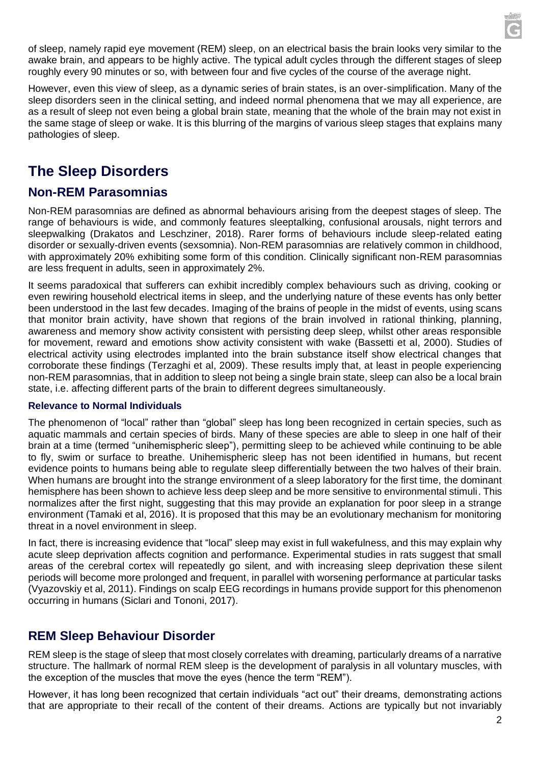of sleep, namely rapid eye movement (REM) sleep, on an electrical basis the brain looks very similar to the awake brain, and appears to be highly active. The typical adult cycles through the different stages of sleep roughly every 90 minutes or so, with between four and five cycles of the course of the average night.

However, even this view of sleep, as a dynamic series of brain states, is an over-simplification. Many of the sleep disorders seen in the clinical setting, and indeed normal phenomena that we may all experience, are as a result of sleep not even being a global brain state, meaning that the whole of the brain may not exist in the same stage of sleep or wake. It is this blurring of the margins of various sleep stages that explains many pathologies of sleep.

# The Sleep Disorders

## Non-REM Parasomnias

Non-REM parasomnias are defined as abnormal behaviours arising from the deepest stages of sleep. The range of behaviours is wide, and commonly features sleeptalking, confusional arousals, night terrors and sleepwalking (Drakatos and Leschziner, 2018). Rarer forms of behaviours include sleep-related eating disorder or sexually-driven events (sexsomnia). Non-REM parasomnias are relatively common in childhood, with approximately 20% exhibiting some form of this condition. Clinically significant non-REM parasomnias are less frequent in adults, seen in approximately 2%.

It seems paradoxical that sufferers can exhibit incredibly complex behaviours such as driving, cooking or even rewiring household electrical items in sleep, and the underlying nature of these events has only better been understood in the last few decades. Imaging of the brains of people in the midst of events, using scans that monitor brain activity, have shown that regions of the brain involved in rational thinking, planning, awareness and memory show activity consistent with persisting deep sleep, whilst other areas responsible for movement, reward and emotions show activity consistent with wake (Bassetti et al, 2000). Studies of electrical activity using electrodes implanted into the brain substance itself show electrical changes that corroborate these findings (Terzaghi et al, 2009). These results imply that, at least in people experiencing non-REM parasomnias, that in addition to sleep not being a single brain state, sleep can also be a local brain state, i.e. affecting different parts of the brain to different degrees simultaneously.

### Relevance to Normal Individuals

The phenomenon of "local" rather than "global" sleep has long been recognized in certain species, such as aquatic mammals and certain species of birds. Many of these species are able to sleep in one half of their brain at a time (termed "unihemispheric sleep"), permitting sleep to be achieved while continuing to be able to fly, swim or surface to breathe. Unihemispheric sleep has not been identified in humans, but recent evidence points to humans being able to regulate sleep differentially between the two halves of their brain. When humans are brought into the strange environment of a sleep laboratory for the first time, the dominant hemisphere has been shown to achieve less deep sleep and be more sensitive to environmental stimuli. This normalizes after the first night, suggesting that this may provide an explanation for poor sleep in a strange environment (Tamaki et al, 2016). It is proposed that this may be an evolutionary mechanism for monitoring threat in a novel environment in sleep.

In fact, there is increasing evidence that "local" sleep may exist in full wakefulness, and this may explain why acute sleep deprivation affects cognition and performance. Experimental studies in rats suggest that small areas of the cerebral cortex will repeatedly go silent, and with increasing sleep deprivation these silent periods will become more prolonged and frequent, in parallel with worsening performance at particular tasks (Vyazovskiy et al, 2011). Findings on scalp EEG recordings in humans provide support for this phenomenon occurring in humans (Siclari and Tononi, 2017).

## REM Sleep Behaviour Disorder

REM sleep is the stage of sleep that most closely correlates with dreaming, particularly dreams of a narrative structure. The hallmark of normal REM sleep is the development of paralysis in all voluntary muscles, with the exception of the muscles that move the eyes (hence the term "REM").

However, it has long been recognized that certain individuals "act out" their dreams, demonstrating actions that are appropriate to their recall of the content of their dreams. Actions are typically but not invariably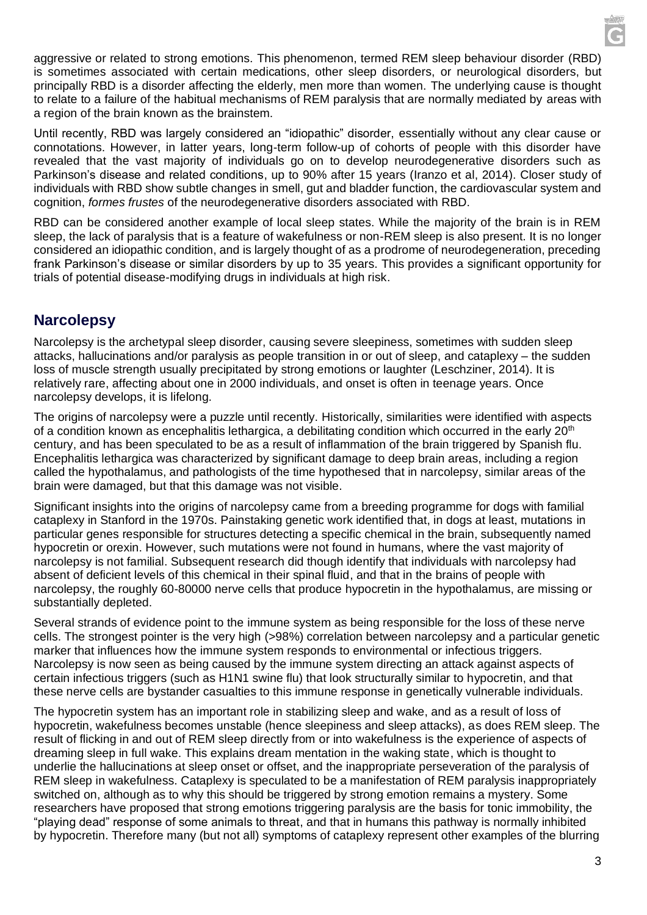aggressive or related to strong emotions. This phenomenon, termed REM sleep behaviour disorder (RBD) is sometimes associated with certain medications, other sleep disorders, or neurological disorders, but principally RBD is a disorder affecting the elderly, men more than women. The underlying cause is thought to relate to a failure of the habitual mechanisms of REM paralysis that are normally mediated by areas with a region of the brain known as the brainstem.

Until recently, RBD was largely considered an "idiopathic" disorder, essentially without any clear cause or connotations. However, in latter years, long-term follow-up of cohorts of people with this disorder have revealed that the vast majority of individuals go on to develop neurodegenerative disorders such as Parkinson's disease and related conditions, up to 90% after 15 years (Iranzo et al, 2014). Closer study of individuals with RBD show subtle changes in smell, gut and bladder function, the cardiovascular system and cognition, *formes frustes* of the neurodegenerative disorders associated with RBD.

RBD can be considered another example of local sleep states. While the majority of the brain is in REM sleep, the lack of paralysis that is a feature of wakefulness or non-REM sleep is also present. It is no longer considered an idiopathic condition, and is largely thought of as a prodrome of neurodegeneration, preceding frank Parkinson's disease or similar disorders by up to 35 years. This provides a significant opportunity for trials of potential disease-modifying drugs in individuals at high risk.

## Narcolepsy

Narcolepsy is the archetypal sleep disorder, causing severe sleepiness, sometimes with sudden sleep attacks, hallucinations and/or paralysis as people transition in or out of sleep, and cataplexy – the sudden loss of muscle strength usually precipitated by strong emotions or laughter (Leschziner, 2014). It is relatively rare, affecting about one in 2000 individuals, and onset is often in teenage years. Once narcolepsy develops, it is lifelong.

The origins of narcolepsy were a puzzle until recently. Historically, similarities were identified with aspects of a condition known as encephalitis lethargica, a debilitating condition which occurred in the early 20th century, and has been speculated to be as a result of inflammation of the brain triggered by Spanish flu. Encephalitis lethargica was characterized by significant damage to deep brain areas, including a region called the hypothalamus, and pathologists of the time hypothesed that in narcolepsy, similar areas of the brain were damaged, but that this damage was not visible.

Significant insights into the origins of narcolepsy came from a breeding programme for dogs with familial cataplexy in Stanford in the 1970s. Painstaking genetic work identified that, in dogs at least, mutations in particular genes responsible for structures detecting a specific chemical in the brain, subsequently named hypocretin or orexin. However, such mutations were not found in humans, where the vast majority of narcolepsy is not familial. Subsequent research did though identify that individuals with narcolepsy had absent of deficient levels of this chemical in their spinal fluid, and that in the brains of people with narcolepsy, the roughly 60-80000 nerve cells that produce hypocretin in the hypothalamus, are missing or substantially depleted.

Several strands of evidence point to the immune system as being responsible for the loss of these nerve cells. The strongest pointer is the very high (>98%) correlation between narcolepsy and a particular genetic marker that influences how the immune system responds to environmental or infectious triggers. Narcolepsy is now seen as being caused by the immune system directing an attack against aspects of certain infectious triggers (such as H1N1 swine flu) that look structurally similar to hypocretin, and that these nerve cells are bystander casualties to this immune response in genetically vulnerable individuals.

The hypocretin system has an important role in stabilizing sleep and wake, and as a result of loss of hypocretin, wakefulness becomes unstable (hence sleepiness and sleep attacks), as does REM sleep. The result of flicking in and out of REM sleep directly from or into wakefulness is the experience of aspects of dreaming sleep in full wake. This explains dream mentation in the waking state, which is thought to underlie the hallucinations at sleep onset or offset, and the inappropriate perseveration of the paralysis of REM sleep in wakefulness. Cataplexy is speculated to be a manifestation of REM paralysis inappropriately switched on, although as to why this should be triggered by strong emotion remains a mystery. Some researchers have proposed that strong emotions triggering paralysis are the basis for tonic immobility, the "playing dead" response of some animals to threat, and that in humans this pathway is normally inhibited by hypocretin. Therefore many (but not all) symptoms of cataplexy represent other examples of the blurring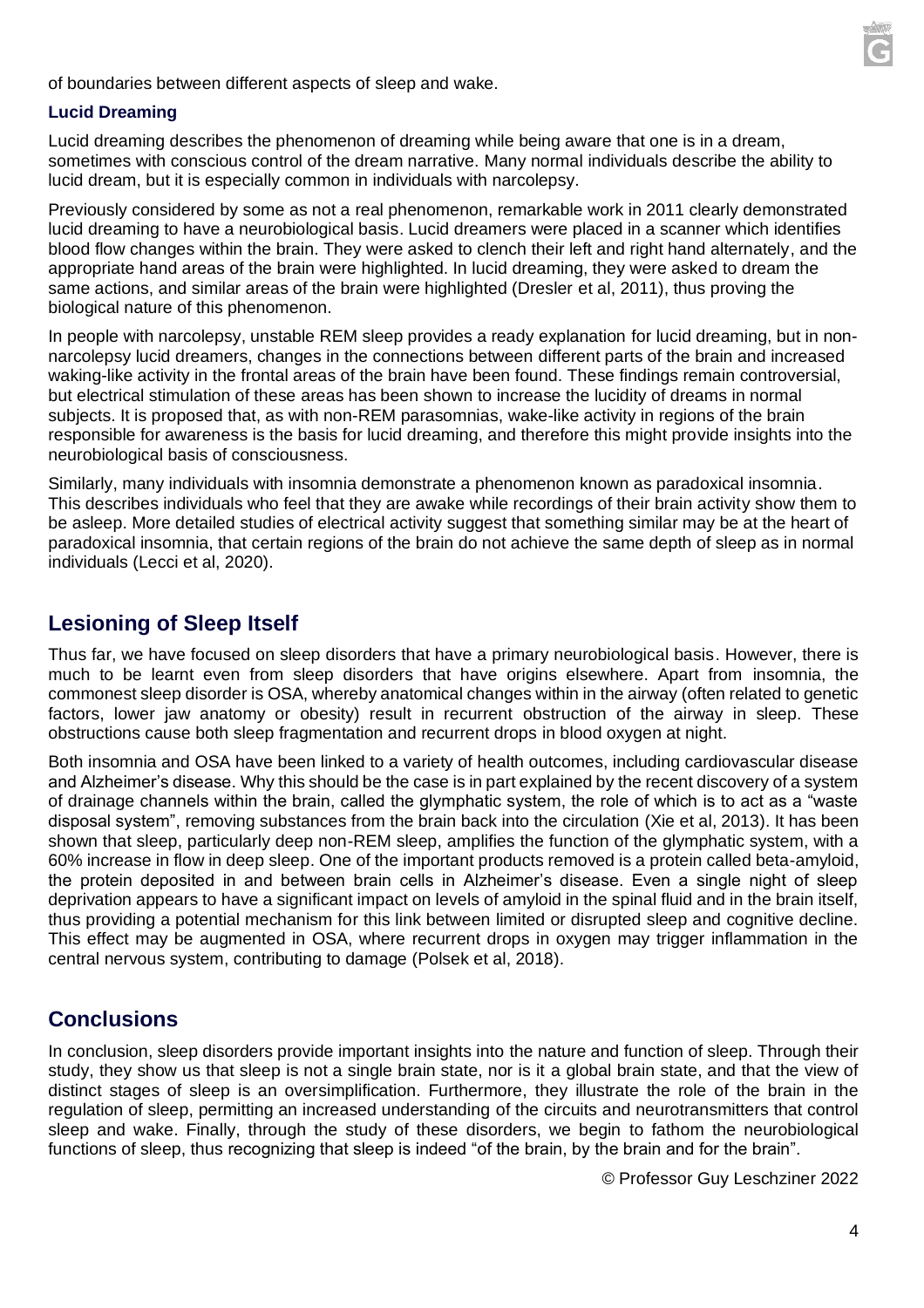of boundaries between different aspects of sleep and wake.

### Lucid Dreaming

Lucid dreaming describes the phenomenon of dreaming while being aware that one is in a dream, sometimes with conscious control of the dream narrative. Many normal individuals describe the ability to lucid dream, but it is especially common in individuals with narcolepsy.

Previously considered by some as not a real phenomenon, remarkable work in 2011 clearly demonstrated lucid dreaming to have a neurobiological basis. Lucid dreamers were placed in a scanner which identifies blood flow changes within the brain. They were asked to clench their left and right hand alternately, and the appropriate hand areas of the brain were highlighted. In lucid dreaming, they were asked to dream the same actions, and similar areas of the brain were highlighted (Dresler et al, 2011), thus proving the biological nature of this phenomenon.

In people with narcolepsy, unstable REM sleep provides a ready explanation for lucid dreaming, but in non-narcolepsy lucid dreamers, changes in the connections between different parts of the brain and increased waking-like activity in the frontal areas of the brain have been found. These findings remain controversial, but electrical stimulation of these areas has been shown to increase the lucidity of dreams in normal subjects. It is proposed that, as with non-REM parasomnias, wake-like activity in regions of the brain responsible for awareness is the basis for lucid dreaming, and therefore this might provide insights into the neurobiological basis of consciousness.

Similarly, many individuals with insomnia demonstrate a phenomenon known as paradoxical insomnia. This describes individuals who feel that they are awake while recordings of their brain activity show them to be asleep. More detailed studies of electrical activity suggest that something similar may be at the heart of paradoxical insomnia, that certain regions of the brain do not achieve the same depth of sleep as in normal individuals (Lecci et al, 2020).

## Lesioning of Sleep Itself

Thus far, we have focused on sleep disorders that have a primary neurobiological basis. However, there is much to be learnt even from sleep disorders that have origins elsewhere. Apart from insomnia, the commonest sleep disorder is OSA, whereby anatomical changes within in the airway (often related to genetic factors, lower jaw anatomy or obesity) result in recurrent obstruction of the airway in sleep. These obstructions cause both sleep fragmentation and recurrent drops in blood oxygen at night.

Both insomnia and OSA have been linked to a variety of health outcomes, including cardiovascular disease and Alzheimer's disease. Why this should be the case is in part explained by the recent discovery of a system of drainage channels within the brain, called the glymphatic system, the role of which is to act as a "waste disposal system", removing substances from the brain back into the circulation (Xie et al, 2013). It has been shown that sleep, particularly deep non-REM sleep, amplifies the function of the glymphatic system, with a 60% increase in flow in deep sleep. One of the important products removed is a protein called beta-amyloid, the protein deposited in and between brain cells in Alzheimer's disease. Even a single night of sleep deprivation appears to have a significant impact on levels of amyloid in the spinal fluid and in the brain itself, thus providing a potential mechanism for this link between limited or disrupted sleep and cognitive decline. This effect may be augmented in OSA, where recurrent drops in oxygen may trigger inflammation in the central nervous system, contributing to damage (Polsek et al, 2018).

## Conclusions

In conclusion, sleep disorders provide important insights into the nature and function of sleep. Through their study, they show us that sleep is not a single brain state, nor is it a global brain state, and that the view of distinct stages of sleep is an oversimplification. Furthermore, they illustrate the role of the brain in the regulation of sleep, permitting an increased understanding of the circuits and neurotransmitters that control sleep and wake. Finally, through the study of these disorders, we begin to fathom the neurobiological functions of sleep, thus recognizing that sleep is indeed "of the brain, by the brain and for the brain".

© Professor Guy Leschziner 2022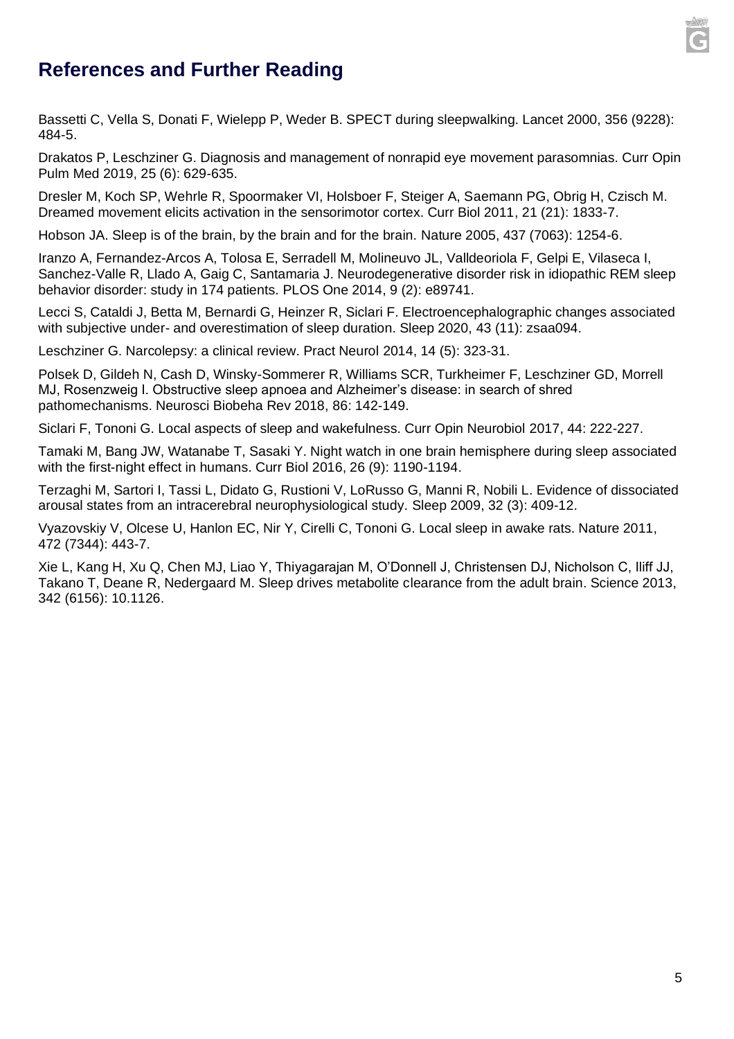## References and Further Reading

Bassetti C, Vella S, Donati F, Wielepp P, Weder B. SPECT during sleepwalking. Lancet 2000, 356 (9228): 484-5.

Drakatos P, Leschziner G. Diagnosis and management of nonrapid eye movement parasomnias. Curr Opin Pulm Med 2019, 25 (6): 629-635.

Dresler M, Koch SP, Wehrle R, Spoormaker VI, Holsboer F, Steiger A, Saemann PG, Obrig H, Czisch M. Dreamed movement elicits activation in the sensorimotor cortex. Curr Biol 2011, 21 (21): 1833-7.

Hobson JA. Sleep is of the brain, by the brain and for the brain. Nature 2005, 437 (7063): 1254-6.

Iranzo A, Fernandez-Arcos A, Tolosa E, Serradell M, Molineuvo JL, Valldeoriola F, Gelpi E, Vilaseca I, Sanchez-Valle R, Llado A, Gaig C, Santamaria J. Neurodegenerative disorder risk in idiopathic REM sleep behavior disorder: study in 174 patients. PLOS One 2014, 9 (2): e89741.

Lecci S, Cataldi J, Betta M, Bernardi G, Heinzer R, Siclari F. Electroencephalographic changes associated with subjective under- and overestimation of sleep duration. Sleep 2020, 43 (11): zsaa094.

Leschziner G. Narcolepsy: a clinical review. Pract Neurol 2014, 14 (5): 323-31.

Polsek D, Gildeh N, Cash D, Winsky-Sommerer R, Williams SCR, Turkheimer F, Leschziner GD, Morrell MJ, Rosenzweig I. Obstructive sleep apnoea and Alzheimer's disease: in search of shred pathomechanisms. Neurosci Biobeha Rev 2018, 86: 142-149.

Siclari F, Tononi G. Local aspects of sleep and wakefulness. Curr Opin Neurobiol 2017, 44: 222-227.

Tamaki M, Bang JW, Watanabe T, Sasaki Y. Night watch in one brain hemisphere during sleep associated with the first-night effect in humans. Curr Biol 2016, 26 (9): 1190-1194.

Terzaghi M, Sartori I, Tassi L, Didato G, Rustioni V, LoRusso G, Manni R, Nobili L. Evidence of dissociated arousal states from an intracerebral neurophysiological study. Sleep 2009, 32 (3): 409-12.

Vyazovskiy V, Olcese U, Hanlon EC, Nir Y, Cirelli C, Tononi G. Local sleep in awake rats. Nature 2011, 472 (7344): 443-7.

Xie L, Kang H, Xu Q, Chen MJ, Liao Y, Thiyagarajan M, O'Donnell J, Christensen DJ, Nicholson C, Iliff JJ, Takano T, Deane R, Nedergaard M. Sleep drives metabolite clearance from the adult brain. Science 2013, 342 (6156): 10.1126.